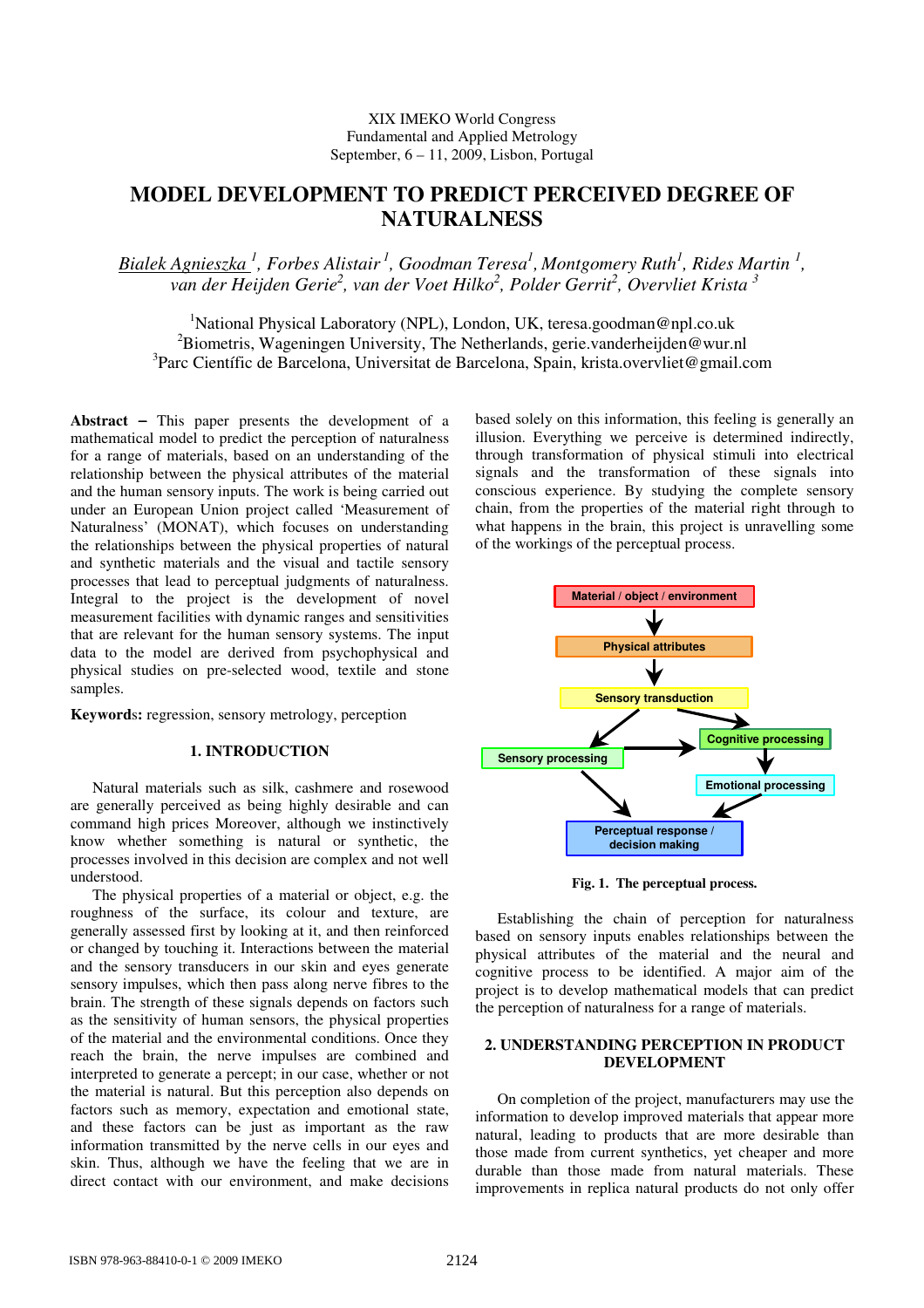XIX IMEKO World Congress
Fundamental and Applied Metrology
September, 6 – 11, 2009, Lisbon, Portugal

# MODEL DEVELOPMENT TO PREDICT PERCEIVED DEGREE OF NATURALNESS

*Bialek Agnieszka [1], Forbes Alistair [1], Goodman Teresa[1], Montgomery Ruth[1], Rides Martin [1], van der Heijden Gerie[2], van der Voet Hilko[2], Polder Gerrit[2], Overvliet Krista [3]*

[1]National Physical Laboratory (NPL), London, UK, teresa.goodman@npl.co.uk
[2]Biometris, Wageningen University, The Netherlands, gerie.vanderheijden@wur.nl
[3]Parc Científic de Barcelona, Universitat de Barcelona, Spain, krista.overvliet@gmail.com

**Abstract** − This paper presents the development of a mathematical model to predict the perception of naturalness for a range of materials, based on an understanding of the relationship between the physical attributes of the material and the human sensory inputs. The work is being carried out under an European Union project called 'Measurement of Naturalness' (MONAT), which focuses on understanding the relationships between the physical properties of natural and synthetic materials and the visual and tactile sensory processes that lead to perceptual judgments of naturalness. Integral to the project is the development of novel measurement facilities with dynamic ranges and sensitivities that are relevant for the human sensory systems. The input data to the model are derived from psychophysical and physical studies on pre-selected wood, textile and stone samples.

**Keywords:** regression, sensory metrology, perception

## 1. INTRODUCTION

Natural materials such as silk, cashmere and rosewood are generally perceived as being highly desirable and can command high prices Moreover, although we instinctively know whether something is natural or synthetic, the processes involved in this decision are complex and not well understood.

The physical properties of a material or object, e.g. the roughness of the surface, its colour and texture, are generally assessed first by looking at it, and then reinforced or changed by touching it. Interactions between the material and the sensory transducers in our skin and eyes generate sensory impulses, which then pass along nerve fibres to the brain. The strength of these signals depends on factors such as the sensitivity of human sensors, the physical properties of the material and the environmental conditions. Once they reach the brain, the nerve impulses are combined and interpreted to generate a percept; in our case, whether or not the material is natural. But this perception also depends on factors such as memory, expectation and emotional state, and these factors can be just as important as the raw information transmitted by the nerve cells in our eyes and skin. Thus, although we have the feeling that we are in direct contact with our environment, and make decisions based solely on this information, this feeling is generally an illusion. Everything we perceive is determined indirectly, through transformation of physical stimuli into electrical signals and the transformation of these signals into conscious experience. By studying the complete sensory chain, from the properties of the material right through to what happens in the brain, this project is unravelling some of the workings of the perceptual process.

Material / object / environment → Physical attributes → Sensory transduction → Sensory processing / Cognitive processing → Emotional processing → Perceptual response / decision making

**Fig. 1. The perceptual process.**

Establishing the chain of perception for naturalness based on sensory inputs enables relationships between the physical attributes of the material and the neural and cognitive process to be identified. A major aim of the project is to develop mathematical models that can predict the perception of naturalness for a range of materials.

## 2. UNDERSTANDING PERCEPTION IN PRODUCT DEVELOPMENT

On completion of the project, manufacturers may use the information to develop improved materials that appear more natural, leading to products that are more desirable than those made from current synthetics, yet cheaper and more durable than those made from natural materials. These improvements in replica natural products do not only offer

ISBN 978-963-88410-0-1 © 2009 IMEKO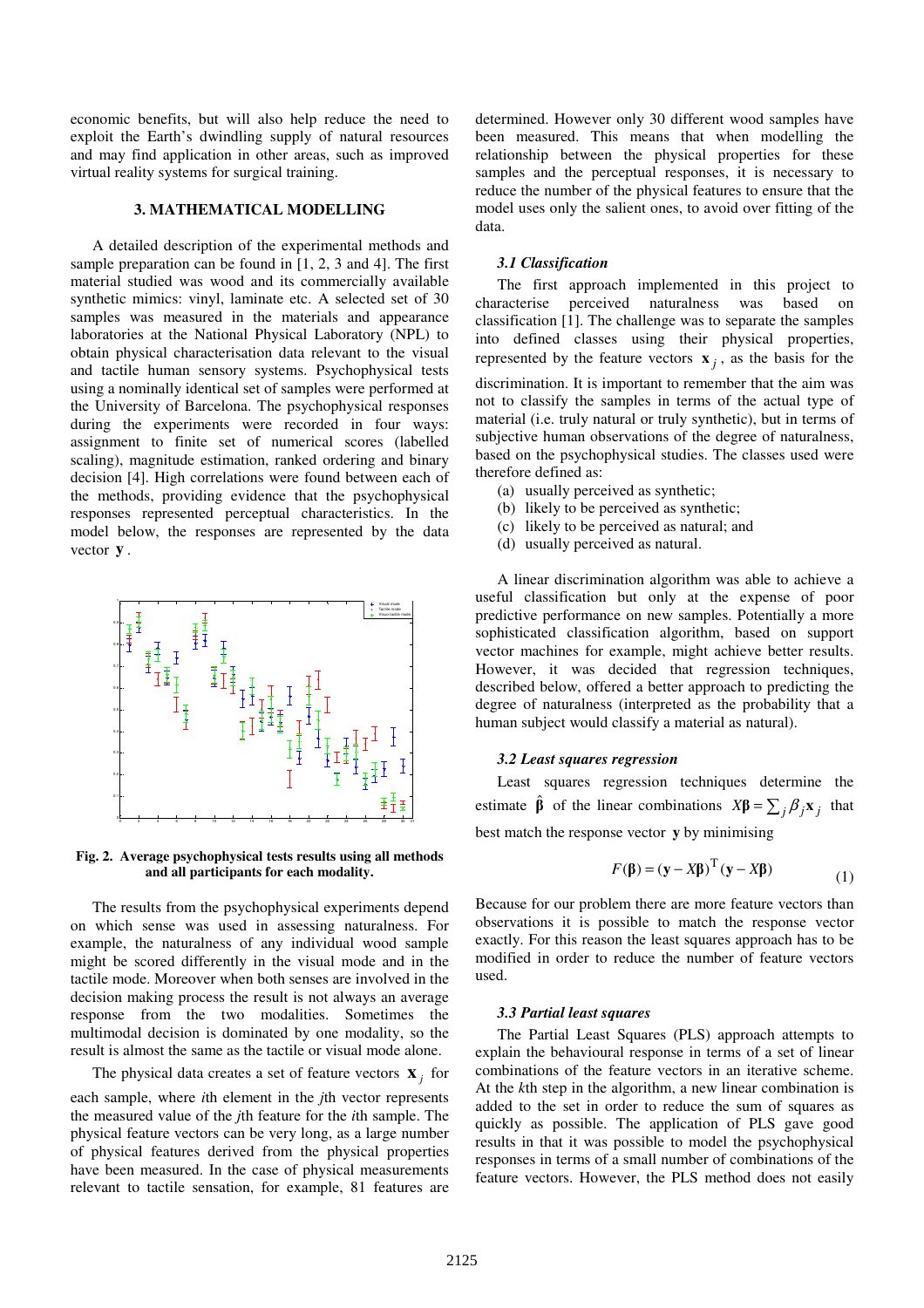economic benefits, but will also help reduce the need to exploit the Earth's dwindling supply of natural resources and may find application in other areas, such as improved virtual reality systems for surgical training.

## 3. MATHEMATICAL MODELLING

A detailed description of the experimental methods and sample preparation can be found in [1, 2, 3 and 4]. The first material studied was wood and its commercially available synthetic mimics: vinyl, laminate etc. A selected set of 30 samples was measured in the materials and appearance laboratories at the National Physical Laboratory (NPL) to obtain physical characterisation data relevant to the visual and tactile human sensory systems. Psychophysical tests using a nominally identical set of samples were performed at the University of Barcelona. The psychophysical responses during the experiments were recorded in four ways: assignment to finite set of numerical scores (labelled scaling), magnitude estimation, ranked ordering and binary decision [4]. High correlations were found between each of the methods, providing evidence that the psychophysical responses represented perceptual characteristics. In the model below, the responses are represented by the data vector $\mathbf{y}$.

**Fig. 2. Average psychophysical tests results using all methods and all participants for each modality.**

The results from the psychophysical experiments depend on which sense was used in assessing naturalness. For example, the naturalness of any individual wood sample might be scored differently in the visual mode and in the tactile mode. Moreover when both senses are involved in the decision making process the result is not always an average response from the two modalities. Sometimes the multimodal decision is dominated by one modality, so the result is almost the same as the tactile or visual mode alone.

The physical data creates a set of feature vectors $\mathbf{x}_j$ for each sample, where *i*th element in the *j*th vector represents the measured value of the *j*th feature for the *i*th sample. The physical feature vectors can be very long, as a large number of physical features derived from the physical properties have been measured. In the case of physical measurements relevant to tactile sensation, for example, 81 features are determined. However only 30 different wood samples have been measured. This means that when modelling the relationship between the physical properties for these samples and the perceptual responses, it is necessary to reduce the number of the physical features to ensure that the model uses only the salient ones, to avoid over fitting of the data.

### *3.1 Classification*

The first approach implemented in this project to characterise perceived naturalness was based on classification [1]. The challenge was to separate the samples into defined classes using their physical properties, represented by the feature vectors $\mathbf{x}_j$, as the basis for the discrimination. It is important to remember that the aim was not to classify the samples in terms of the actual type of material (i.e. truly natural or truly synthetic), but in terms of subjective human observations of the degree of naturalness, based on the psychophysical studies. The classes used were therefore defined as:

(a) usually perceived as synthetic;
(b) likely to be perceived as synthetic;
(c) likely to be perceived as natural; and
(d) usually perceived as natural.

A linear discrimination algorithm was able to achieve a useful classification but only at the expense of poor predictive performance on new samples. Potentially a more sophisticated classification algorithm, based on support vector machines for example, might achieve better results. However, it was decided that regression techniques, described below, offered a better approach to predicting the degree of naturalness (interpreted as the probability that a human subject would classify a material as natural).

### *3.2 Least squares regression*

Least squares regression techniques determine the estimate $\hat{\boldsymbol{\beta}}$ of the linear combinations $X\boldsymbol{\beta} = \sum_j \beta_j \mathbf{x}_j$ that best match the response vector $\mathbf{y}$ by minimising

$$F(\boldsymbol{\beta}) = (\mathbf{y} - X\boldsymbol{\beta})^{\mathrm{T}}(\mathbf{y} - X\boldsymbol{\beta}) \tag{1}$$

Because for our problem there are more feature vectors than observations it is possible to match the response vector exactly. For this reason the least squares approach has to be modified in order to reduce the number of feature vectors used.

### *3.3 Partial least squares*

The Partial Least Squares (PLS) approach attempts to explain the behavioural response in terms of a set of linear combinations of the feature vectors in an iterative scheme. At the *k*th step in the algorithm, a new linear combination is added to the set in order to reduce the sum of squares as quickly as possible. The application of PLS gave good results in that it was possible to model the psychophysical responses in terms of a small number of combinations of the feature vectors. However, the PLS method does not easily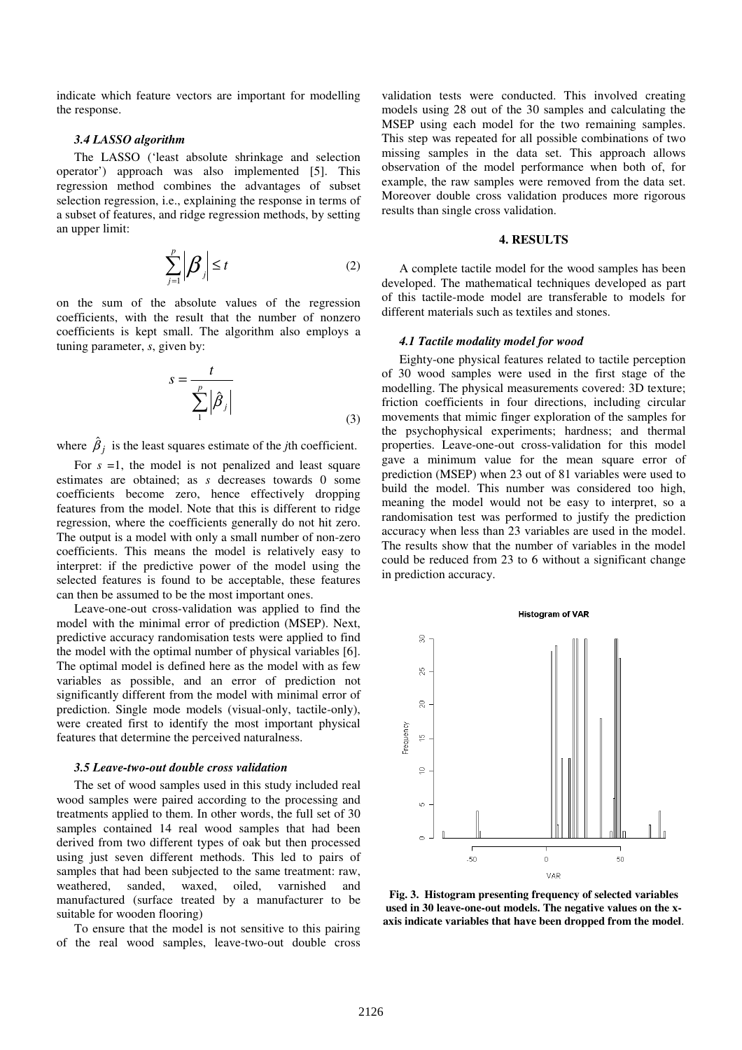indicate which feature vectors are important for modelling the response.

### 3.4 LASSO algorithm

The LASSO ('least absolute shrinkage and selection operator') approach was also implemented [5]. This regression method combines the advantages of subset selection regression, i.e., explaining the response in terms of a subset of features, and ridge regression methods, by setting an upper limit:

$$\sum_{j=1}^{p} \left| \beta_j \right| \leq t \tag{2}$$

on the sum of the absolute values of the regression coefficients, with the result that the number of nonzero coefficients is kept small. The algorithm also employs a tuning parameter, $s$, given by:

$$s = \frac{t}{\sum_{1}^{p} \left| \hat{\beta}_j \right|} \tag{3}$$

where $\hat{\beta}_j$ is the least squares estimate of the $j$th coefficient.

For $s = 1$, the model is not penalized and least square estimates are obtained; as $s$ decreases towards 0 some coefficients become zero, hence effectively dropping features from the model. Note that this is different to ridge regression, where the coefficients generally do not hit zero. The output is a model with only a small number of non-zero coefficients. This means the model is relatively easy to interpret: if the predictive power of the model using the selected features is found to be acceptable, these features can then be assumed to be the most important ones.

Leave-one-out cross-validation was applied to find the model with the minimal error of prediction (MSEP). Next, predictive accuracy randomisation tests were applied to find the model with the optimal number of physical variables [6]. The optimal model is defined here as the model with as few variables as possible, and an error of prediction not significantly different from the model with minimal error of prediction. Single mode models (visual-only, tactile-only), were created first to identify the most important physical features that determine the perceived naturalness.

### 3.5 Leave-two-out double cross validation

The set of wood samples used in this study included real wood samples were paired according to the processing and treatments applied to them. In other words, the full set of 30 samples contained 14 real wood samples that had been derived from two different types of oak but then processed using just seven different methods. This led to pairs of samples that had been subjected to the same treatment: raw, weathered, sanded, waxed, oiled, varnished and manufactured (surface treated by a manufacturer to be suitable for wooden flooring)

To ensure that the model is not sensitive to this pairing of the real wood samples, leave-two-out double cross validation tests were conducted. This involved creating models using 28 out of the 30 samples and calculating the MSEP using each model for the two remaining samples. This step was repeated for all possible combinations of two missing samples in the data set. This approach allows observation of the model performance when both of, for example, the raw samples were removed from the data set. Moreover double cross validation produces more rigorous results than single cross validation.

## 4. RESULTS

A complete tactile model for the wood samples has been developed. The mathematical techniques developed as part of this tactile-mode model are transferable to models for different materials such as textiles and stones.

### 4.1 Tactile modality model for wood

Eighty-one physical features related to tactile perception of 30 wood samples were used in the first stage of the modelling. The physical measurements covered: 3D texture; friction coefficients in four directions, including circular movements that mimic finger exploration of the samples for the psychophysical experiments; hardness; and thermal properties. Leave-one-out cross-validation for this model gave a minimum value for the mean square error of prediction (MSEP) when 23 out of 81 variables were used to build the model. This number was considered too high, meaning the model would not be easy to interpret, so a randomisation test was performed to justify the prediction accuracy when less than 23 variables are used in the model. The results show that the number of variables in the model could be reduced from 23 to 6 without a significant change in prediction accuracy.

**Fig. 3. Histogram presenting frequency of selected variables used in 30 leave-one-out models. The negative values on the x-axis indicate variables that have been dropped from the model.**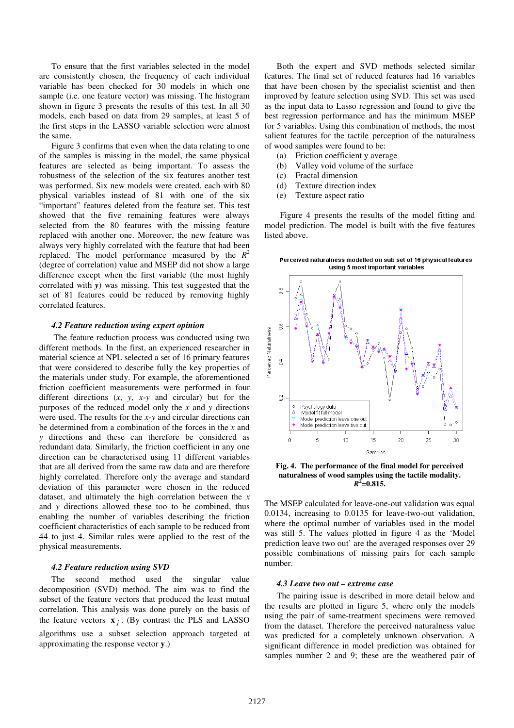To ensure that the first variables selected in the model are consistently chosen, the frequency of each individual variable has been checked for 30 models in which one sample (i.e. one feature vector) was missing. The histogram shown in figure 3 presents the results of this test. In all 30 models, each based on data from 29 samples, at least 5 of the first steps in the LASSO variable selection were almost the same.

Figure 3 confirms that even when the data relating to one of the samples is missing in the model, the same physical features are selected as being important. To assess the robustness of the selection of the six features another test was performed. Six new models were created, each with 80 physical variables instead of 81 with one of the six "important" features deleted from the feature set. This test showed that the five remaining features were always selected from the 80 features with the missing feature replaced with another one. Moreover, the new feature was always very highly correlated with the feature that had been replaced. The model performance measured by the $R^2$ (degree of correlation) value and MSEP did not show a large difference except when the first variable (the most highly correlated with ***y***) was missing. This test suggested that the set of 81 features could be reduced by removing highly correlated features.

### *4.2 Feature reduction using expert opinion*

The feature reduction process was conducted using two different methods. In the first, an experienced researcher in material science at NPL selected a set of 16 primary features that were considered to describe fully the key properties of the materials under study. For example, the aforementioned friction coefficient measurements were performed in four different directions ($x$, $y$, $x$-$y$ and circular) but for the purposes of the reduced model only the $x$ and $y$ directions were used. The results for the $x$-$y$ and circular directions can be determined from a combination of the forces in the $x$ and $y$ directions and these can therefore be considered as redundant data. Similarly, the friction coefficient in any one direction can be characterised using 11 different variables that are all derived from the same raw data and are therefore highly correlated. Therefore only the average and standard deviation of this parameter were chosen in the reduced dataset, and ultimately the high correlation between the $x$ and $y$ directions allowed these too to be combined, thus enabling the number of variables describing the friction coefficient characteristics of each sample to be reduced from 44 to just 4. Similar rules were applied to the rest of the physical measurements.

### *4.2 Feature reduction using SVD*

The second method used the singular value decomposition (SVD) method. The aim was to find the subset of the feature vectors that produced the least mutual correlation. This analysis was done purely on the basis of the feature vectors $\mathbf{x}_j$. (By contrast the PLS and LASSO algorithms use a subset selection approach targeted at approximating the response vector **y**.)

Both the expert and SVD methods selected similar features. The final set of reduced features had 16 variables that have been chosen by the specialist scientist and then improved by feature selection using SVD. This set was used as the input data to Lasso regression and found to give the best regression performance and has the minimum MSEP for 5 variables. Using this combination of methods, the most salient features for the tactile perception of the naturalness of wood samples were found to be:

(a) Friction coefficient y average
(b) Valley void volume of the surface
(c) Fractal dimension
(d) Texture direction index
(e) Texture aspect ratio

Figure 4 presents the results of the model fitting and model prediction. The model is built with the five features listed above.

**Fig. 4. The performance of the final model for perceived naturalness of wood samples using the tactile modality. $R^2$=0.815.**

The MSEP calculated for leave-one-out validation was equal 0.0134, increasing to 0.0135 for leave-two-out validation, where the optimal number of variables used in the model was still 5. The values plotted in figure 4 as the 'Model prediction leave two out' are the averaged responses over 29 possible combinations of missing pairs for each sample number.

### *4.3 Leave two out – extreme case*

The pairing issue is described in more detail below and the results are plotted in figure 5, where only the models using the pair of same-treatment specimens were removed from the dataset. Therefore the perceived naturalness value was predicted for a completely unknown observation. A significant difference in model prediction was obtained for samples number 2 and 9; these are the weathered pair of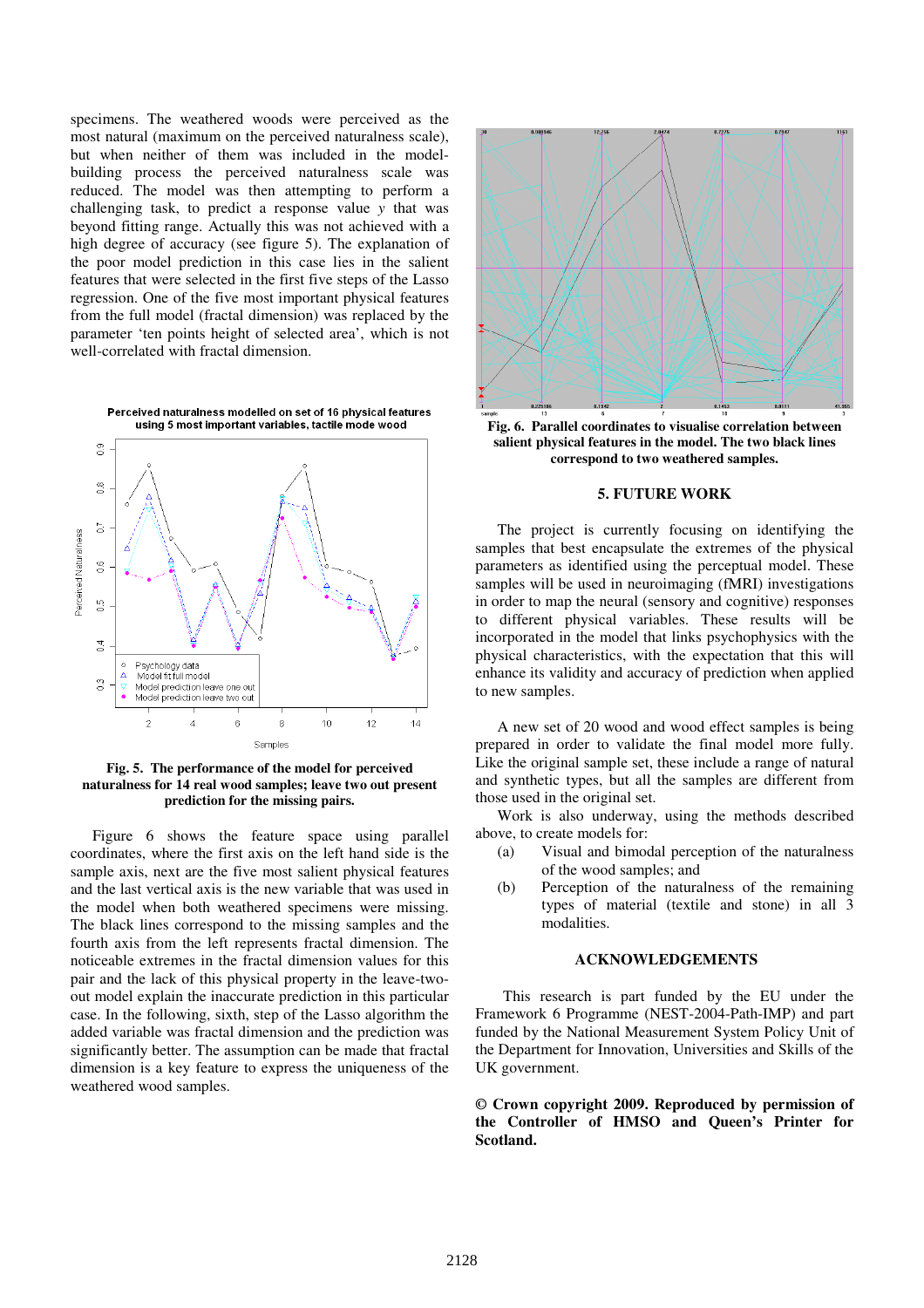specimens. The weathered woods were perceived as the most natural (maximum on the perceived naturalness scale), but when neither of them was included in the model-building process the perceived naturalness scale was reduced. The model was then attempting to perform a challenging task, to predict a response value *y* that was beyond fitting range. Actually this was not achieved with a high degree of accuracy (see figure 5). The explanation of the poor model prediction in this case lies in the salient features that were selected in the first five steps of the Lasso regression. One of the five most important physical features from the full model (fractal dimension) was replaced by the parameter 'ten points height of selected area', which is not well-correlated with fractal dimension.

**Fig. 5. The performance of the model for perceived naturalness for 14 real wood samples; leave two out present prediction for the missing pairs.**

Figure 6 shows the feature space using parallel coordinates, where the first axis on the left hand side is the sample axis, next are the five most salient physical features and the last vertical axis is the new variable that was used in the model when both weathered specimens were missing. The black lines correspond to the missing samples and the fourth axis from the left represents fractal dimension. The noticeable extremes in the fractal dimension values for this pair and the lack of this physical property in the leave-two-out model explain the inaccurate prediction in this particular case. In the following, sixth, step of the Lasso algorithm the added variable was fractal dimension and the prediction was significantly better. The assumption can be made that fractal dimension is a key feature to express the uniqueness of the weathered wood samples.

**Fig. 6. Parallel coordinates to visualise correlation between salient physical features in the model. The two black lines correspond to two weathered samples.**

## 5. FUTURE WORK

The project is currently focusing on identifying the samples that best encapsulate the extremes of the physical parameters as identified using the perceptual model. These samples will be used in neuroimaging (fMRI) investigations in order to map the neural (sensory and cognitive) responses to different physical variables. These results will be incorporated in the model that links psychophysics with the physical characteristics, with the expectation that this will enhance its validity and accuracy of prediction when applied to new samples.

A new set of 20 wood and wood effect samples is being prepared in order to validate the final model more fully. Like the original sample set, these include a range of natural and synthetic types, but all the samples are different from those used in the original set.

Work is also underway, using the methods described above, to create models for:

(a) Visual and bimodal perception of the naturalness of the wood samples; and

(b) Perception of the naturalness of the remaining types of material (textile and stone) in all 3 modalities.

## ACKNOWLEDGEMENTS

This research is part funded by the EU under the Framework 6 Programme (NEST-2004-Path-IMP) and part funded by the National Measurement System Policy Unit of the Department for Innovation, Universities and Skills of the UK government.

**© Crown copyright 2009. Reproduced by permission of the Controller of HMSO and Queen's Printer for Scotland.**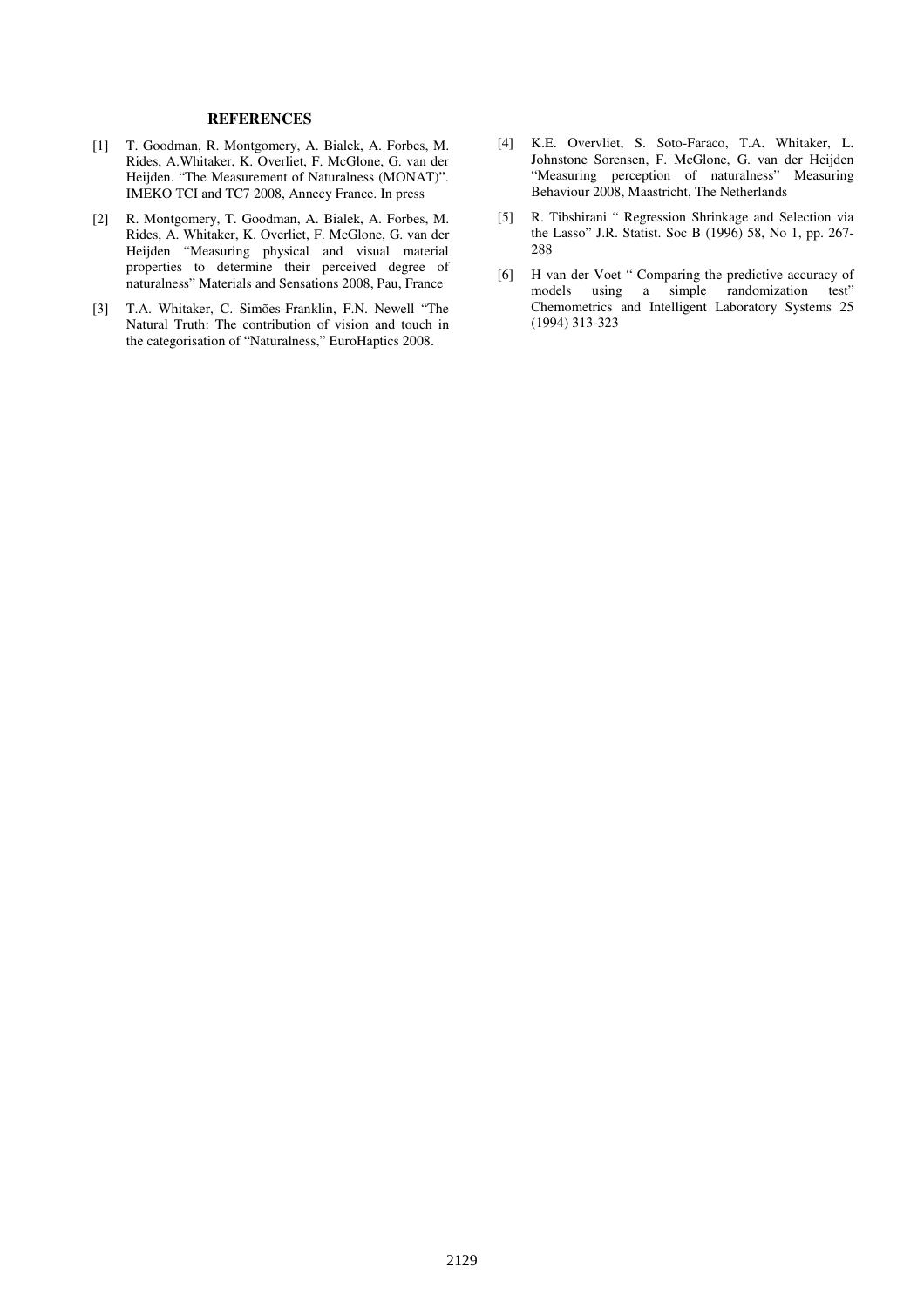## REFERENCES

[1] T. Goodman, R. Montgomery, A. Bialek, A. Forbes, M. Rides, A.Whitaker, K. Overliet, F. McGlone, G. van der Heijden. “The Measurement of Naturalness (MONAT)”. IMEKO TCI and TC7 2008, Annecy France. In press

[2] R. Montgomery, T. Goodman, A. Bialek, A. Forbes, M. Rides, A. Whitaker, K. Overliet, F. McGlone, G. van der Heijden “Measuring physical and visual material properties to determine their perceived degree of naturalness” Materials and Sensations 2008, Pau, France

[3] T.A. Whitaker, C. Simões-Franklin, F.N. Newell “The Natural Truth: The contribution of vision and touch in the categorisation of “Naturalness,” EuroHaptics 2008.

[4] K.E. Overvliet, S. Soto-Faraco, T.A. Whitaker, L. Johnstone Sorensen, F. McGlone, G. van der Heijden “Measuring perception of naturalness” Measuring Behaviour 2008, Maastricht, The Netherlands

[5] R. Tibshirani “ Regression Shrinkage and Selection via the Lasso” J.R. Statist. Soc B (1996) 58, No 1, pp. 267-288

[6] H van der Voet “ Comparing the predictive accuracy of models using a simple randomization test” Chemometrics and Intelligent Laboratory Systems 25 (1994) 313-323